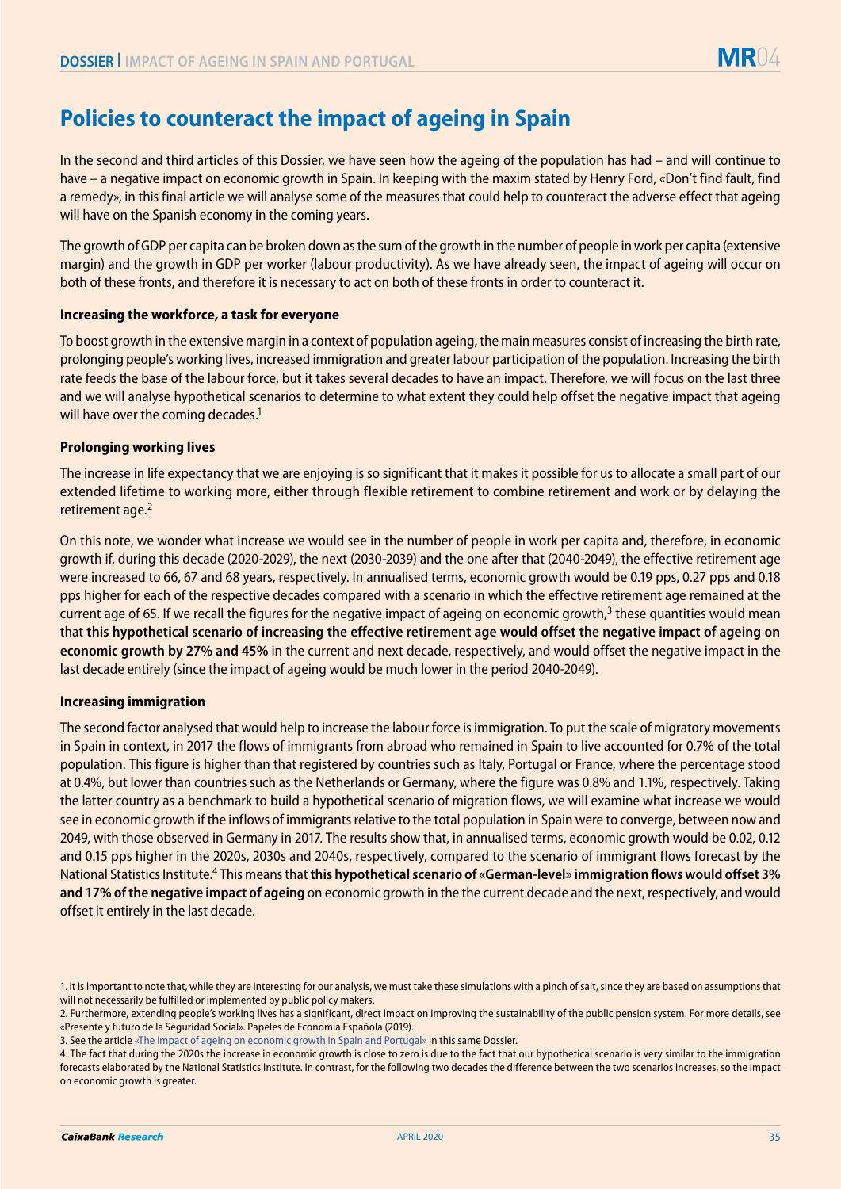# Policies to counteract the impact of ageing in Spain

In the second and third articles of this Dossier, we have seen how the ageing of the population has had – and will continue to have – a negative impact on economic growth in Spain. In keeping with the maxim stated by Henry Ford, «Don't find fault, find a remedy», in this final article we will analyse some of the measures that could help to counteract the adverse effect that ageing will have on the Spanish economy in the coming years.

The growth of GDP per capita can be broken down as the sum of the growth in the number of people in work per capita (extensive margin) and the growth in GDP per worker (labour productivity). As we have already seen, the impact of ageing will occur on both of these fronts, and therefore it is necessary to act on both of these fronts in order to counteract it.

### Increasing the workforce, a task for everyone

To boost growth in the extensive margin in a context of population ageing, the main measures consist of increasing the birth rate, prolonging people's working lives, increased immigration and greater labour participation of the population. Increasing the birth rate feeds the base of the labour force, but it takes several decades to have an impact. Therefore, we will focus on the last three and we will analyse hypothetical scenarios to determine to what extent they could help offset the negative impact that ageing will have over the coming decades.[1]

### Prolonging working lives

The increase in life expectancy that we are enjoying is so significant that it makes it possible for us to allocate a small part of our extended lifetime to working more, either through flexible retirement to combine retirement and work or by delaying the retirement age.[2]

On this note, we wonder what increase we would see in the number of people in work per capita and, therefore, in economic growth if, during this decade (2020-2029), the next (2030-2039) and the one after that (2040-2049), the effective retirement age were increased to 66, 67 and 68 years, respectively. In annualised terms, economic growth would be 0.19 pps, 0.27 pps and 0.18 pps higher for each of the respective decades compared with a scenario in which the effective retirement age remained at the current age of 65. If we recall the figures for the negative impact of ageing on economic growth,[3] these quantities would mean that **this hypothetical scenario of increasing the effective retirement age would offset the negative impact of ageing on economic growth by 27% and 45%** in the current and next decade, respectively, and would offset the negative impact in the last decade entirely (since the impact of ageing would be much lower in the period 2040-2049).

### Increasing immigration

The second factor analysed that would help to increase the labour force is immigration. To put the scale of migratory movements in Spain in context, in 2017 the flows of immigrants from abroad who remained in Spain to live accounted for 0.7% of the total population. This figure is higher than that registered by countries such as Italy, Portugal or France, where the percentage stood at 0.4%, but lower than countries such as the Netherlands or Germany, where the figure was 0.8% and 1.1%, respectively. Taking the latter country as a benchmark to build a hypothetical scenario of migration flows, we will examine what increase we would see in economic growth if the inflows of immigrants relative to the total population in Spain were to converge, between now and 2049, with those observed in Germany in 2017. The results show that, in annualised terms, economic growth would be 0.02, 0.12 and 0.15 pps higher in the 2020s, 2030s and 2040s, respectively, compared to the scenario of immigrant flows forecast by the National Statistics Institute.[4] This means that **this hypothetical scenario of «German-level» immigration flows would offset 3% and 17% of the negative impact of ageing** on economic growth in the the current decade and the next, respectively, and would offset it entirely in the last decade.

1. It is important to note that, while they are interesting for our analysis, we must take these simulations with a pinch of salt, since they are based on assumptions that will not necessarily be fulfilled or implemented by public policy makers.
2. Furthermore, extending people's working lives has a significant, direct impact on improving the sustainability of the public pension system. For more details, see «Presente y futuro de la Seguridad Social». Papeles de Economía Española (2019).
3. See the article «The impact of ageing on economic growth in Spain and Portugal» in this same Dossier.
4. The fact that during the 2020s the increase in economic growth is close to zero is due to the fact that our hypothetical scenario is very similar to the immigration forecasts elaborated by the National Statistics Institute. In contrast, for the following two decades the difference between the two scenarios increases, so the impact on economic growth is greater.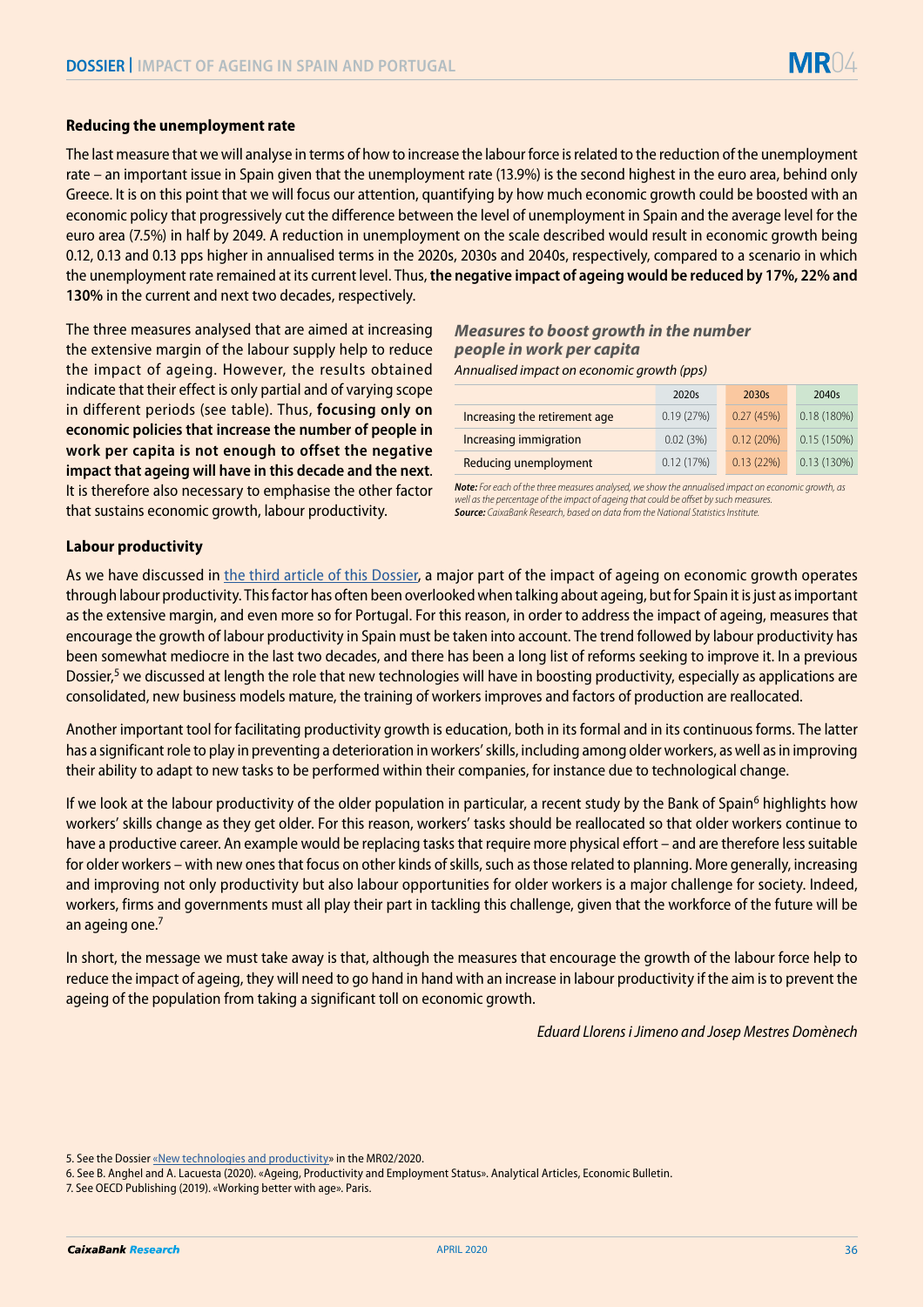### Reducing the unemployment rate

The last measure that we will analyse in terms of how to increase the labour force is related to the reduction of the unemployment rate – an important issue in Spain given that the unemployment rate (13.9%) is the second highest in the euro area, behind only Greece. It is on this point that we will focus our attention, quantifying by how much economic growth could be boosted with an economic policy that progressively cut the difference between the level of unemployment in Spain and the average level for the euro area (7.5%) in half by 2049. A reduction in unemployment on the scale described would result in economic growth being 0.12, 0.13 and 0.13 pps higher in annualised terms in the 2020s, 2030s and 2040s, respectively, compared to a scenario in which the unemployment rate remained at its current level. Thus, **the negative impact of ageing would be reduced by 17%, 22% and 130%** in the current and next two decades, respectively.

The three measures analysed that are aimed at increasing the extensive margin of the labour supply help to reduce the impact of ageing. However, the results obtained indicate that their effect is only partial and of varying scope in different periods (see table). Thus, **focusing only on economic policies that increase the number of people in work per capita is not enough to offset the negative impact that ageing will have in this decade and the next**. It is therefore also necessary to emphasise the other factor that sustains economic growth, labour productivity.

***Measures to boost growth in the number people in work per capita***

*Annualised impact on economic growth (pps)*

| | 2020s | 2030s | 2040s |
|---|---|---|---|
| Increasing the retirement age | 0.19 (27%) | 0.27 (45%) | 0.18 (180%) |
| Increasing immigration | 0.02 (3%) | 0.12 (20%) | 0.15 (150%) |
| Reducing unemployment | 0.12 (17%) | 0.13 (22%) | 0.13 (130%) |

***Note:*** *For each of the three measures analysed, we show the annualised impact on economic growth, as well as the percentage of the impact of ageing that could be offset by such measures.*
***Source:*** *CaixaBank Research, based on data from the National Statistics Institute.*

### Labour productivity

As we have discussed in the third article of this Dossier, a major part of the impact of ageing on economic growth operates through labour productivity. This factor has often been overlooked when talking about ageing, but for Spain it is just as important as the extensive margin, and even more so for Portugal. For this reason, in order to address the impact of ageing, measures that encourage the growth of labour productivity in Spain must be taken into account. The trend followed by labour productivity has been somewhat mediocre in the last two decades, and there has been a long list of reforms seeking to improve it. In a previous Dossier,[5] we discussed at length the role that new technologies will have in boosting productivity, especially as applications are consolidated, new business models mature, the training of workers improves and factors of production are reallocated.

Another important tool for facilitating productivity growth is education, both in its formal and in its continuous forms. The latter has a significant role to play in preventing a deterioration in workers' skills, including among older workers, as well as in improving their ability to adapt to new tasks to be performed within their companies, for instance due to technological change.

If we look at the labour productivity of the older population in particular, a recent study by the Bank of Spain[6] highlights how workers' skills change as they get older. For this reason, workers' tasks should be reallocated so that older workers continue to have a productive career. An example would be replacing tasks that require more physical effort – and are therefore less suitable for older workers – with new ones that focus on other kinds of skills, such as those related to planning. More generally, increasing and improving not only productivity but also labour opportunities for older workers is a major challenge for society. Indeed, workers, firms and governments must all play their part in tackling this challenge, given that the workforce of the future will be an ageing one.[7]

In short, the message we must take away is that, although the measures that encourage the growth of the labour force help to reduce the impact of ageing, they will need to go hand in hand with an increase in labour productivity if the aim is to prevent the ageing of the population from taking a significant toll on economic growth.

*Eduard Llorens i Jimeno and Josep Mestres Domènech*

5. See the Dossier «New technologies and productivity» in the MR02/2020.
6. See B. Anghel and A. Lacuesta (2020). «Ageing, Productivity and Employment Status». Analytical Articles, Economic Bulletin.
7. See OECD Publishing (2019). «Working better with age». Paris.